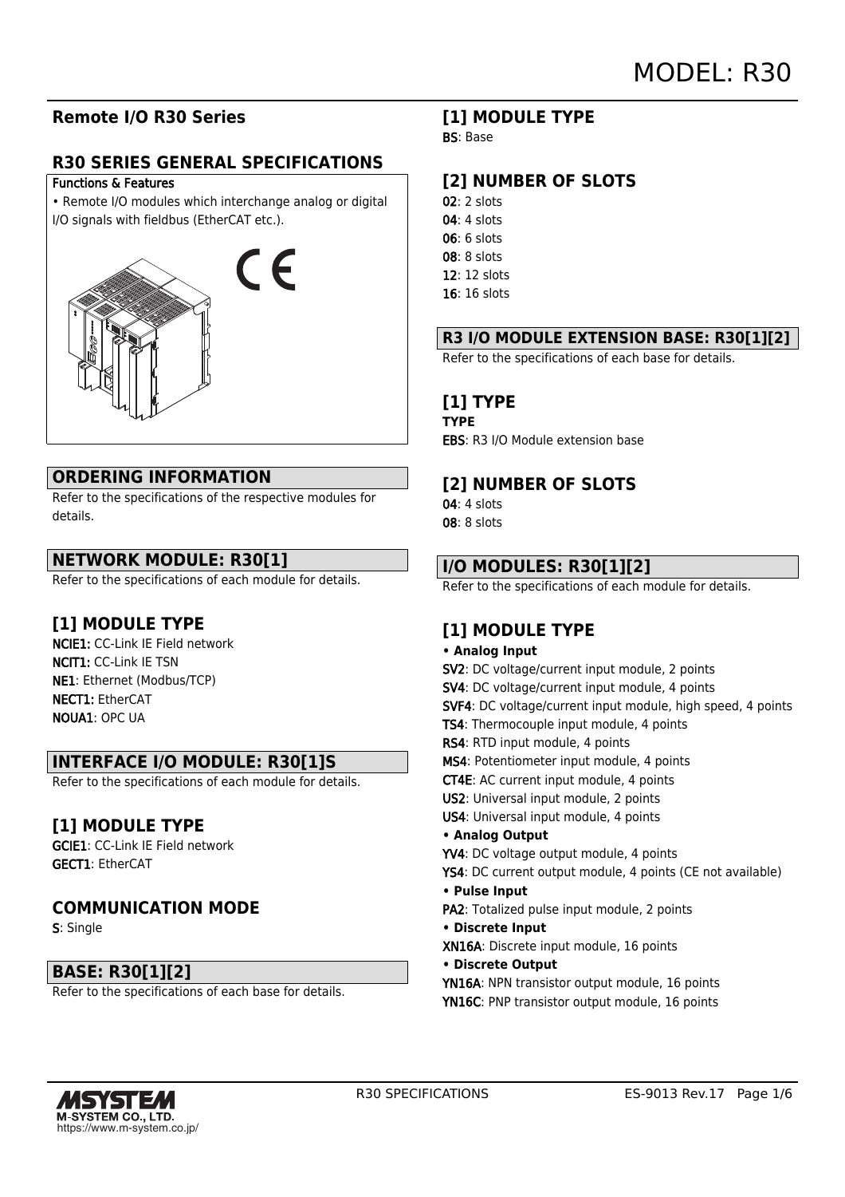# MODEL: R30

## Remote I/O R30 Series

## R30 SERIES GENERAL SPECIFICATIONS

**Functions & Features**

• Remote I/O modules which interchange analog or digital I/O signals with fieldbus (EtherCAT etc.).

## ORDERING INFORMATION

Refer to the specifications of the respective modules for details.

## NETWORK MODULE: R30[1]

Refer to the specifications of each module for details.

### [1] MODULE TYPE

**NCIE1:** CC-Link IE Field network
**NCIT1:** CC-Link IE TSN
**NE1**: Ethernet (Modbus/TCP)
**NECT1:** EtherCAT
**NOUA1**: OPC UA

## INTERFACE I/O MODULE: R30[1]S

Refer to the specifications of each module for details.

### [1] MODULE TYPE

**GCIE1**: CC-Link IE Field network
**GECT1**: EtherCAT

### COMMUNICATION MODE

**S**: Single

## BASE: R30[1][2]

Refer to the specifications of each base for details.

### [1] MODULE TYPE

**BS**: Base

### [2] NUMBER OF SLOTS

**02**: 2 slots
**04**: 4 slots
**06**: 6 slots
**08**: 8 slots
**12**: 12 slots
**16**: 16 slots

## R3 I/O MODULE EXTENSION BASE: R30[1][2]

Refer to the specifications of each base for details.

### [1] TYPE

**TYPE**
**EBS**: R3 I/O Module extension base

### [2] NUMBER OF SLOTS

**04**: 4 slots
**08**: 8 slots

## I/O MODULES: R30[1][2]

Refer to the specifications of each module for details.

### [1] MODULE TYPE

**• Analog Input**
**SV2**: DC voltage/current input module, 2 points
**SV4**: DC voltage/current input module, 4 points
**SVF4**: DC voltage/current input module, high speed, 4 points
**TS4**: Thermocouple input module, 4 points
**RS4**: RTD input module, 4 points
**MS4**: Potentiometer input module, 4 points
**CT4E**: AC current input module, 4 points
**US2**: Universal input module, 2 points
**US4**: Universal input module, 4 points

**• Analog Output**
**YV4**: DC voltage output module, 4 points
**YS4**: DC current output module, 4 points (CE not available)

**• Pulse Input**
**PA2**: Totalized pulse input module, 2 points

**• Discrete Input**
**XN16A**: Discrete input module, 16 points

**• Discrete Output**
**YN16A**: NPN transistor output module, 16 points
**YN16C**: PNP transistor output module, 16 points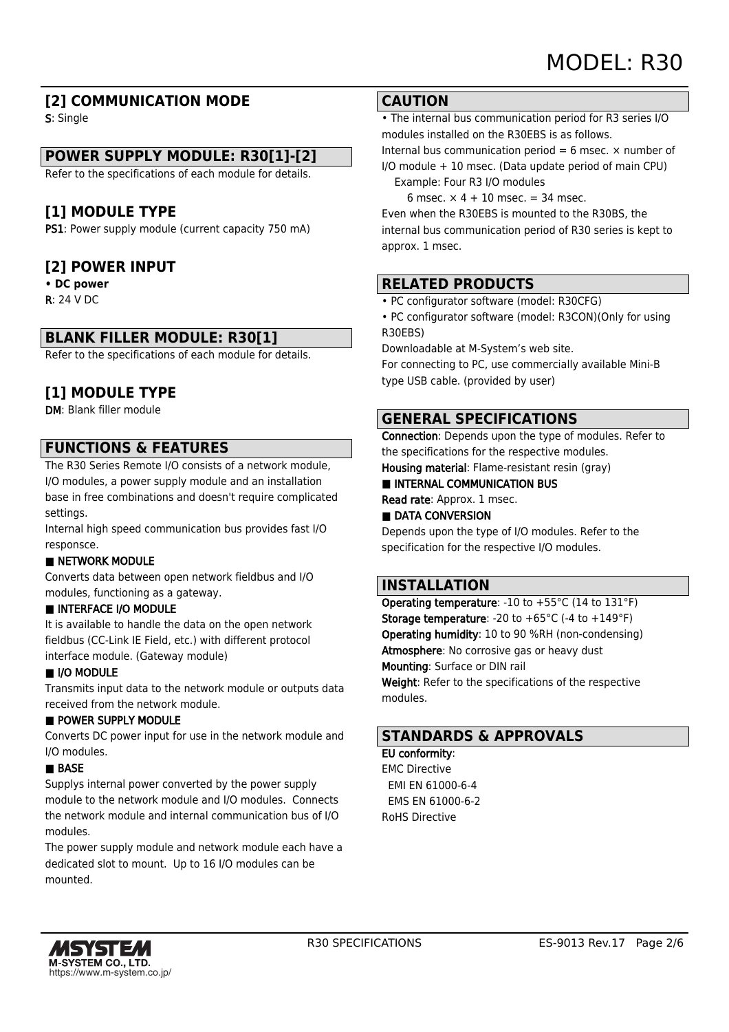### [2] COMMUNICATION MODE

**S**: Single

## POWER SUPPLY MODULE: R30[1]-[2]

Refer to the specifications of each module for details.

### [1] MODULE TYPE

**PS1**: Power supply module (current capacity 750 mA)

### [2] POWER INPUT

**• DC power**

**R**: 24 V DC

## BLANK FILLER MODULE: R30[1]

Refer to the specifications of each module for details.

### [1] MODULE TYPE

**DM**: Blank filler module

## FUNCTIONS & FEATURES

The R30 Series Remote I/O consists of a network module, I/O modules, a power supply module and an installation base in free combinations and doesn't require complicated settings.

Internal high speed communication bus provides fast I/O responsce.

**■ NETWORK MODULE**

Converts data between open network fieldbus and I/O modules, functioning as a gateway.

**■ INTERFACE I/O MODULE**

It is available to handle the data on the open network fieldbus (CC-Link IE Field, etc.) with different protocol interface module. (Gateway module)

**■ I/O MODULE**

Transmits input data to the network module or outputs data received from the network module.

**■ POWER SUPPLY MODULE**

Converts DC power input for use in the network module and I/O modules.

**■ BASE**

Supplys internal power converted by the power supply module to the network module and I/O modules. Connects the network module and internal communication bus of I/O modules.

The power supply module and network module each have a dedicated slot to mount. Up to 16 I/O modules can be mounted.

## CAUTION

• The internal bus communication period for R3 series I/O modules installed on the R30EBS is as follows.

Internal bus communication period = 6 msec. × number of I/O module + 10 msec. (Data update period of main CPU)

Example: Four R3 I/O modules

6 msec. × 4 + 10 msec. = 34 msec.

Even when the R30EBS is mounted to the R30BS, the internal bus communication period of R30 series is kept to approx. 1 msec.

## RELATED PRODUCTS

• PC configurator software (model: R30CFG)

• PC configurator software (model: R3CON)(Only for using R30EBS)

Downloadable at M-System's web site.

For connecting to PC, use commercially available Mini-B type USB cable. (provided by user)

## GENERAL SPECIFICATIONS

**Connection**: Depends upon the type of modules. Refer to the specifications for the respective modules.

**Housing material**: Flame-resistant resin (gray)

**■ INTERNAL COMMUNICATION BUS**

**Read rate**: Approx. 1 msec.

**■ DATA CONVERSION**

Depends upon the type of I/O modules. Refer to the specification for the respective I/O modules.

## INSTALLATION

**Operating temperature**: -10 to +55°C (14 to 131°F)

**Storage temperature**: -20 to +65°C (-4 to +149°F)

**Operating humidity**: 10 to 90 %RH (non-condensing)

**Atmosphere**: No corrosive gas or heavy dust

**Mounting**: Surface or DIN rail

**Weight**: Refer to the specifications of the respective modules.

## STANDARDS & APPROVALS

**EU conformity**:

EMC Directive

EMI EN 61000-6-4

EMS EN 61000-6-2

RoHS Directive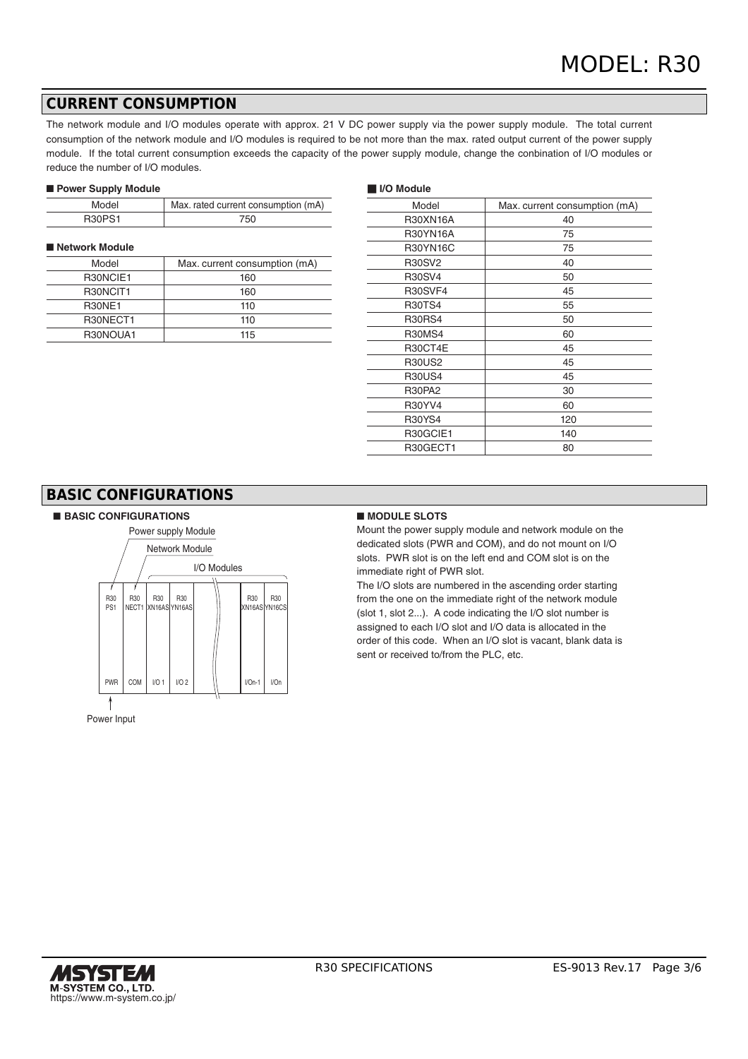## CURRENT CONSUMPTION

The network module and I/O modules operate with approx. 21 V DC power supply via the power supply module. The total current consumption of the network module and I/O modules is required to be not more than the max. rated output current of the power supply module. If the total current consumption exceeds the capacity of the power supply module, change the conbination of I/O modules or reduce the number of I/O modules.

### ■ Power Supply Module

| Model | Max. rated current consumption (mA) |
|---|---|
| R30PS1 | 750 |

### ■ Network Module

| Model | Max. current consumption (mA) |
|---|---|
| R30NCIE1 | 160 |
| R30NCIT1 | 160 |
| R30NE1 | 110 |
| R30NECT1 | 110 |
| R30NOUA1 | 115 |

### ■ I/O Module

| Model | Max. current consumption (mA) |
|---|---|
| R30XN16A | 40 |
| R30YN16A | 75 |
| R30YN16C | 75 |
| R30SV2 | 40 |
| R30SV4 | 50 |
| R30SVF4 | 45 |
| R30TS4 | 55 |
| R30RS4 | 50 |
| R30MS4 | 60 |
| R30CT4E | 45 |
| R30US2 | 45 |
| R30US4 | 45 |
| R30PA2 | 30 |
| R30YV4 | 60 |
| R30YS4 | 120 |
| R30GCIE1 | 140 |
| R30GECT1 | 80 |

## BASIC CONFIGURATIONS

### ■ BASIC CONFIGURATIONS

Power supply Module

Network Module

I/O Modules

| R30 PS1 | R30 NECT1 | R30 XN16AS | R30 YN16AS | ... | R30 XN16AS | R30 YN16CS |
|---|---|---|---|---|---|---|
| PWR | COM | I/O 1 | I/O 2 | ... | I/On-1 | I/On |

Power Input

### ■ MODULE SLOTS

Mount the power supply module and network module on the dedicated slots (PWR and COM), and do not mount on I/O slots. PWR slot is on the left end and COM slot is on the immediate right of PWR slot.

The I/O slots are numbered in the ascending order starting from the one on the immediate right of the network module (slot 1, slot 2...). A code indicating the I/O slot number is assigned to each I/O slot and I/O data is allocated in the order of this code. When an I/O slot is vacant, blank data is sent or received to/from the PLC, etc.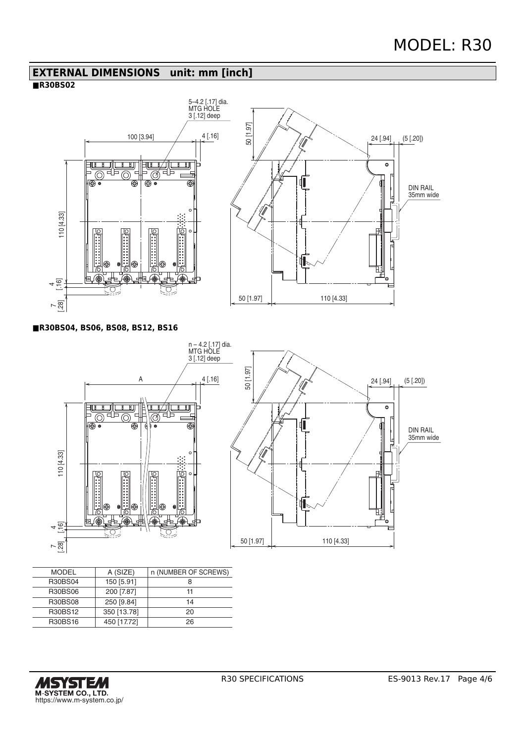## EXTERNAL DIMENSIONS unit: mm [inch]

■**R30BS02**

5–4.2 [.17] dia.
MTG HOLE
3 [.12] deep

100 [3.94]
4 [.16]
50 [1.97]
24 [.94]
(5 [.20])
DIN RAIL
35mm wide
110 [4.33]
4 [.16]
7 [.28]
50 [1.97]
110 [4.33]

■**R30BS04, BS06, BS08, BS12, BS16**

n – 4.2 [.17] dia.
MTG HOLE
3 [.12] deep

A
4 [.16]
50 [1.97]
24 [.94]
(5 [.20])
DIN RAIL
35mm wide
110 [4.33]
4 [.16]
7 [.28]
50 [1.97]
110 [4.33]

| MODEL | A (SIZE) | n (NUMBER OF SCREWS) |
|---|---|---|
| R30BS04 | 150 [5.91] | 8 |
| R30BS06 | 200 [7.87] | 11 |
| R30BS08 | 250 [9.84] | 14 |
| R30BS12 | 350 [13.78] | 20 |
| R30BS16 | 450 [17.72] | 26 |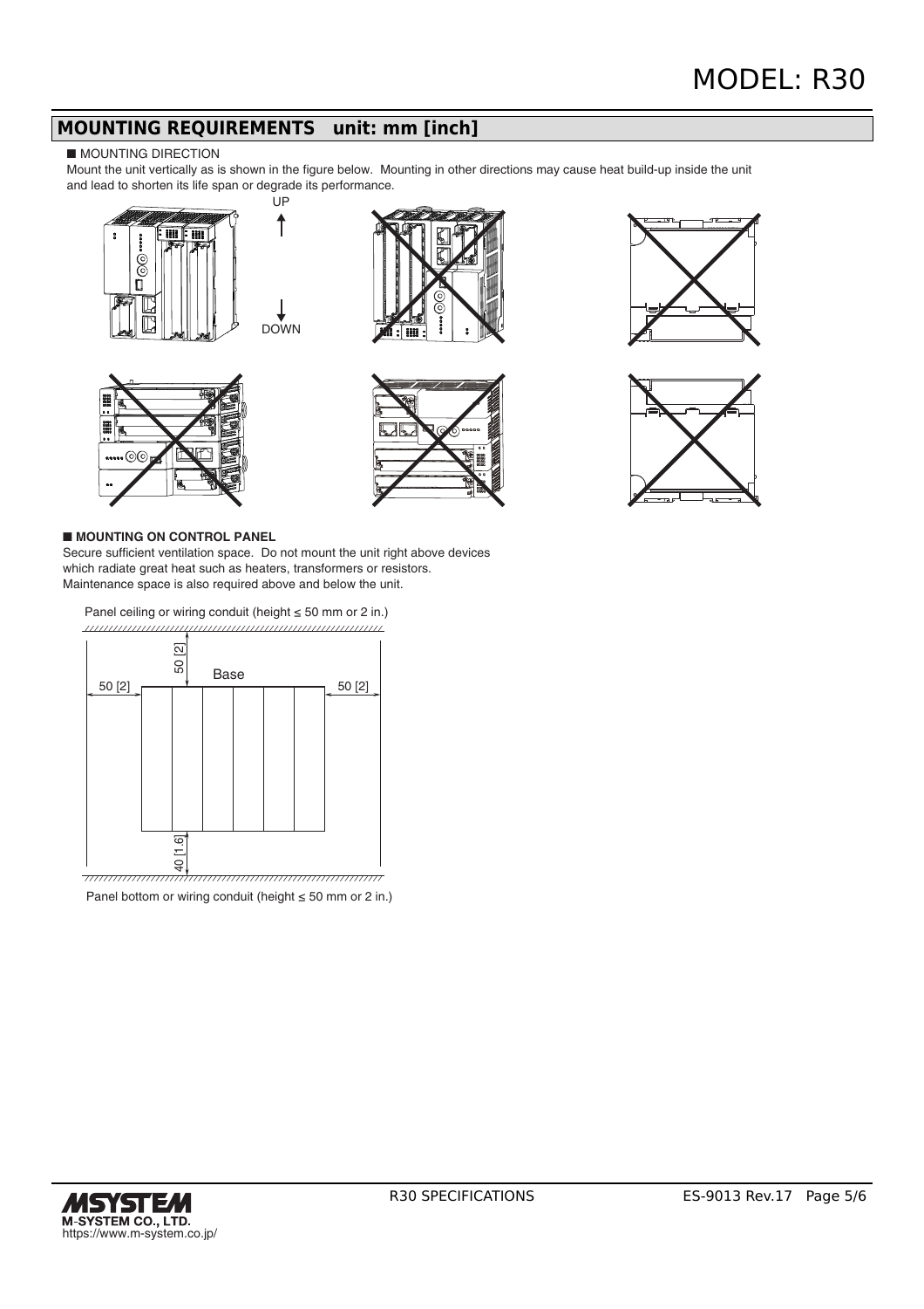## MOUNTING REQUIREMENTS unit: mm [inch]

■ MOUNTING DIRECTION

Mount the unit vertically as is shown in the figure below. Mounting in other directions may cause heat build-up inside the unit and lead to shorten its life span or degrade its performance.

UP

DOWN

■ **MOUNTING ON CONTROL PANEL**

Secure sufficient ventilation space. Do not mount the unit right above devices which radiate great heat such as heaters, transformers or resistors.
Maintenance space is also required above and below the unit.

Panel ceiling or wiring conduit (height ≤ 50 mm or 2 in.)

50 [2]

Base

50 [2]

50 [2]

40 [1.6]

Panel bottom or wiring conduit (height ≤ 50 mm or 2 in.)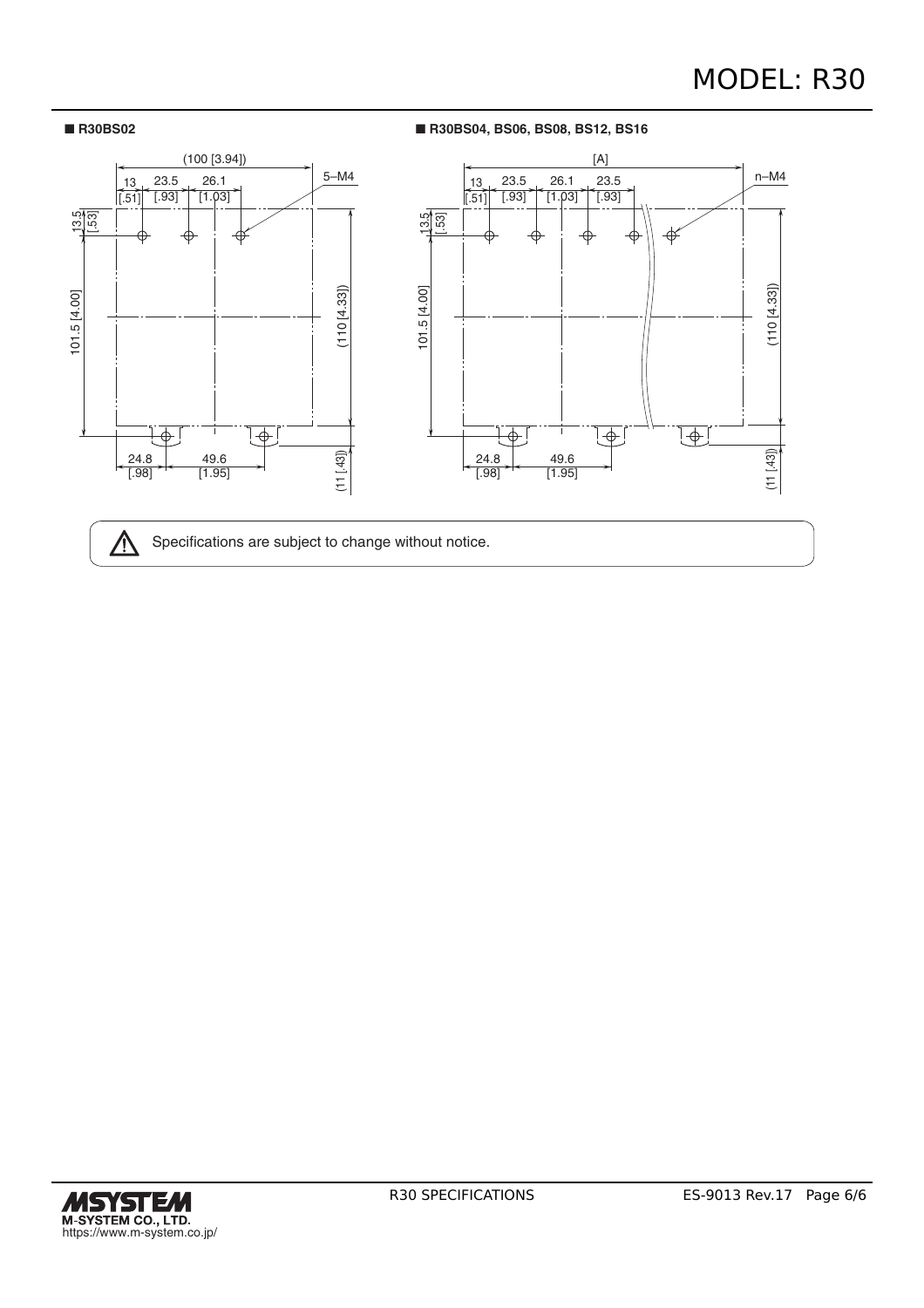■ R30BS02

(100 [3.94])
13 [.51]
23.5 [.93]
26.1 [1.03]
5–M4
13.5 [.53]
101.5 [4.00]
(110 [4.33])
24.8 [.98]
49.6 [1.95]
(11 [.43])

■ R30BS04, BS06, BS08, BS12, BS16

[A]
13 [.51]
23.5 [.93]
26.1 [1.03]
23.5 [.93]
n–M4
13.5 [.53]
101.5 [4.00]
(110 [4.33])
24.8 [.98]
49.6 [1.95]
(11 [.43])

⚠ Specifications are subject to change without notice.